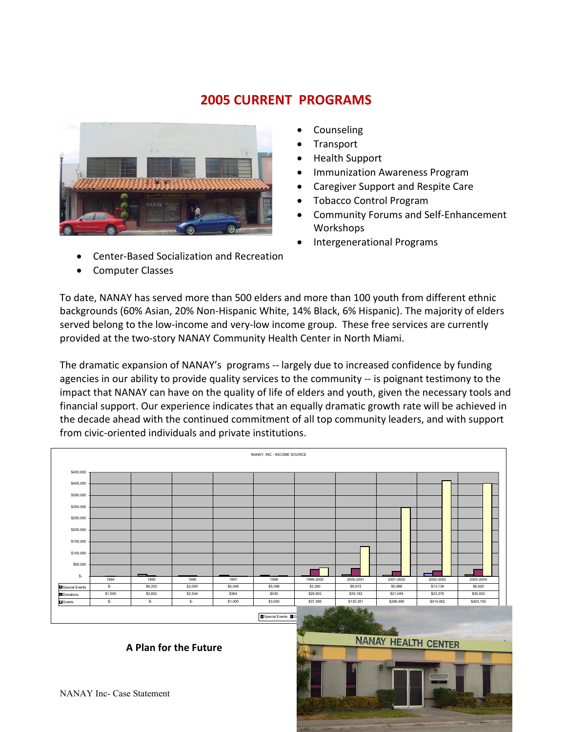## 2005 CURRENT PROGRAMS

- Counseling
- Transport
- Health Support
- Immunization Awareness Program
- Caregiver Support and Respite Care
- Tobacco Control Program
- Community Forums and Self-Enhancement Workshops
- Intergenerational Programs
- Center-Based Socialization and Recreation
- Computer Classes

To date, NANAY has served more than 500 elders and more than 100 youth from different ethnic backgrounds (60% Asian, 20% Non-Hispanic White, 14% Black, 6% Hispanic). The majority of elders served belong to the low-income and very-low income group. These free services are currently provided at the two-story NANAY Community Health Center in North Miami.

The dramatic expansion of NANAY's programs -- largely due to increased confidence by funding agencies in our ability to provide quality services to the community -- is poignant testimony to the impact that NANAY can have on the quality of life of elders and youth, given the necessary tools and financial support. Our experience indicates that an equally dramatic growth rate will be achieved in the decade ahead with the continued commitment of all top community leaders, and with support from civic-oriented individuals and private institutions.

NANAY, INC - INCOME SOURCE

| | 1994 | 1995 | 1996 | 1997 | 1998 | 1999-2000 | 2000-2001 | 2001-2002 | 2002-2003 | 2003-2004 |
|---|---|---|---|---|---|---|---|---|---|---|
| Special Events | $- | $9,253 | $2,000 | $5,048 | $5,396 | $3,290 | $6,915 | $5,988 | $13,139 | $6,620 |
| Donations | $1,500 | $3,652 | $2,544 | $364 | $430 | $29,902 | $35,183 | $21,049 | $23,376 | $30,932 |
| Grants | $- | $- | $- | $1,000 | $3,000 | $37,386 | $130,351 | $298,486 | $414,062 | $403,100 |

**A Plan for the Future**

NANAY Inc- Case Statement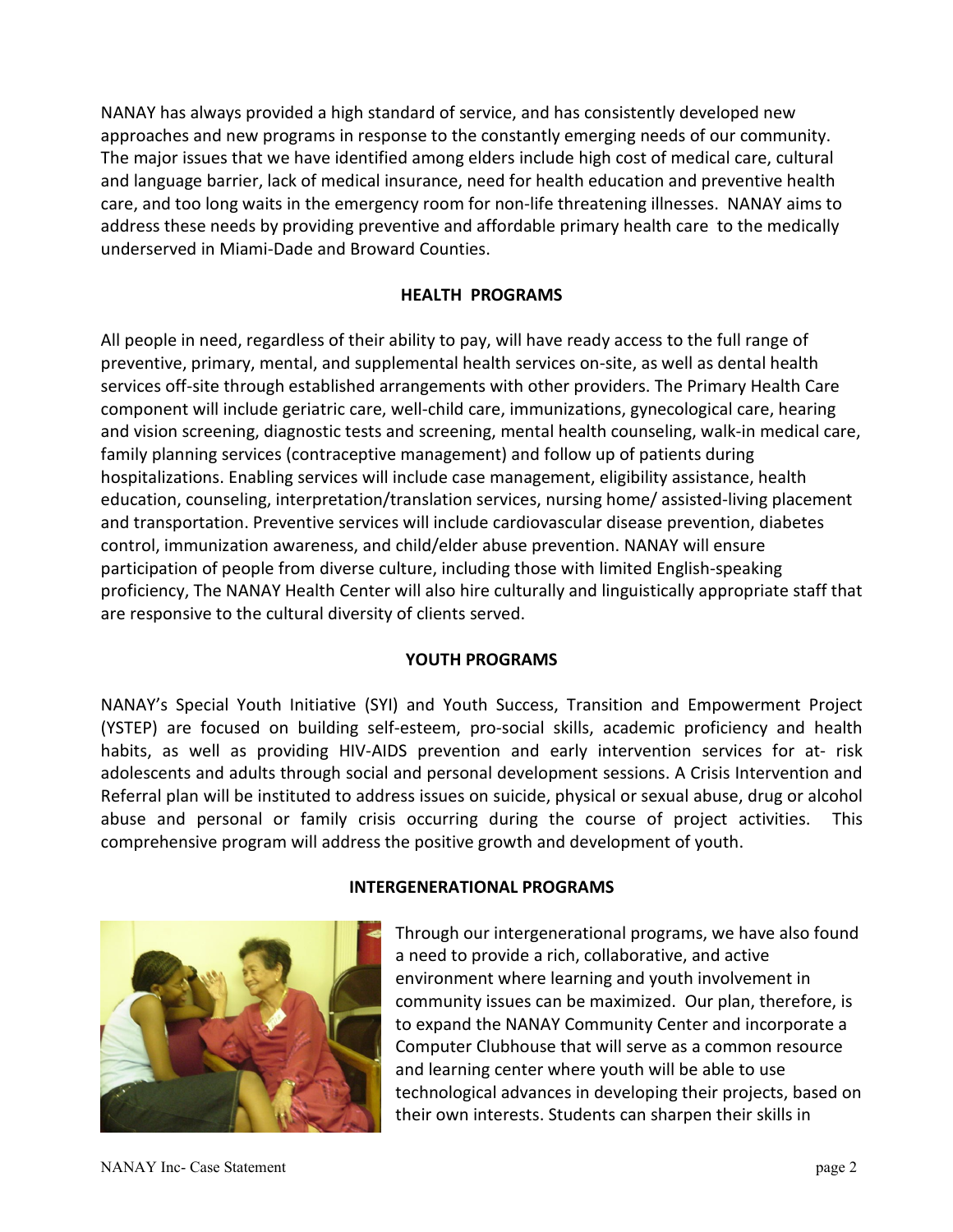NANAY has always provided a high standard of service, and has consistently developed new approaches and new programs in response to the constantly emerging needs of our community. The major issues that we have identified among elders include high cost of medical care, cultural and language barrier, lack of medical insurance, need for health education and preventive health care, and too long waits in the emergency room for non-life threatening illnesses. NANAY aims to address these needs by providing preventive and affordable primary health care to the medically underserved in Miami-Dade and Broward Counties.

## HEALTH PROGRAMS

All people in need, regardless of their ability to pay, will have ready access to the full range of preventive, primary, mental, and supplemental health services on-site, as well as dental health services off-site through established arrangements with other providers. The Primary Health Care component will include geriatric care, well-child care, immunizations, gynecological care, hearing and vision screening, diagnostic tests and screening, mental health counseling, walk-in medical care, family planning services (contraceptive management) and follow up of patients during hospitalizations. Enabling services will include case management, eligibility assistance, health education, counseling, interpretation/translation services, nursing home/ assisted-living placement and transportation. Preventive services will include cardiovascular disease prevention, diabetes control, immunization awareness, and child/elder abuse prevention. NANAY will ensure participation of people from diverse culture, including those with limited English-speaking proficiency, The NANAY Health Center will also hire culturally and linguistically appropriate staff that are responsive to the cultural diversity of clients served.

## YOUTH PROGRAMS

NANAY's Special Youth Initiative (SYI) and Youth Success, Transition and Empowerment Project (YSTEP) are focused on building self-esteem, pro-social skills, academic proficiency and health habits, as well as providing HIV-AIDS prevention and early intervention services for at- risk adolescents and adults through social and personal development sessions. A Crisis Intervention and Referral plan will be instituted to address issues on suicide, physical or sexual abuse, drug or alcohol abuse and personal or family crisis occurring during the course of project activities. This comprehensive program will address the positive growth and development of youth.

## INTERGENERATIONAL PROGRAMS

Through our intergenerational programs, we have also found a need to provide a rich, collaborative, and active environment where learning and youth involvement in community issues can be maximized. Our plan, therefore, is to expand the NANAY Community Center and incorporate a Computer Clubhouse that will serve as a common resource and learning center where youth will be able to use technological advances in developing their projects, based on their own interests. Students can sharpen their skills in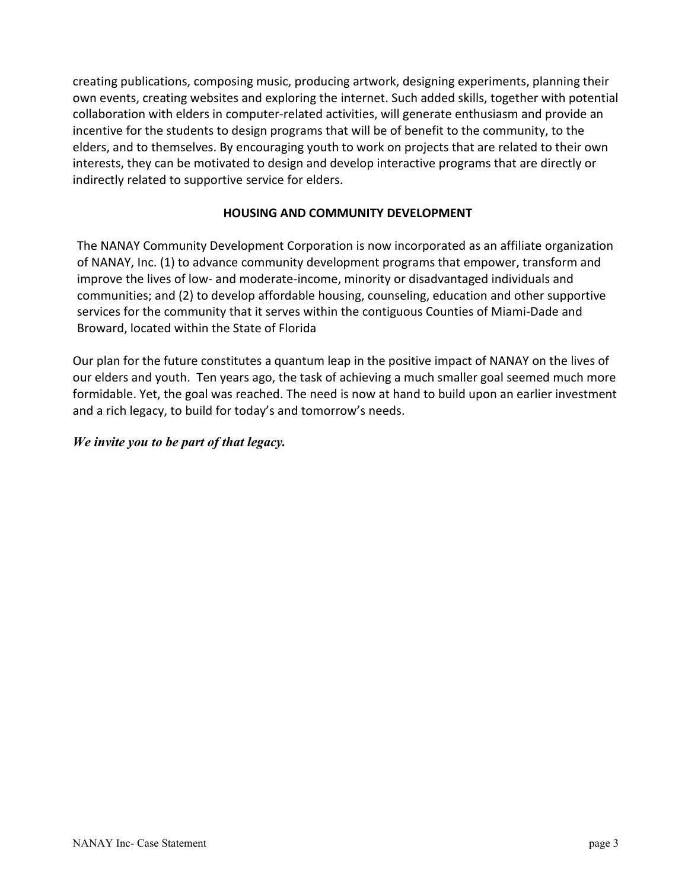creating publications, composing music, producing artwork, designing experiments, planning their own events, creating websites and exploring the internet. Such added skills, together with potential collaboration with elders in computer-related activities, will generate enthusiasm and provide an incentive for the students to design programs that will be of benefit to the community, to the elders, and to themselves. By encouraging youth to work on projects that are related to their own interests, they can be motivated to design and develop interactive programs that are directly or indirectly related to supportive service for elders.

## HOUSING AND COMMUNITY DEVELOPMENT

The NANAY Community Development Corporation is now incorporated as an affiliate organization of NANAY, Inc. (1) to advance community development programs that empower, transform and improve the lives of low- and moderate-income, minority or disadvantaged individuals and communities; and (2) to develop affordable housing, counseling, education and other supportive services for the community that it serves within the contiguous Counties of Miami-Dade and Broward, located within the State of Florida

Our plan for the future constitutes a quantum leap in the positive impact of NANAY on the lives of our elders and youth. Ten years ago, the task of achieving a much smaller goal seemed much more formidable. Yet, the goal was reached. The need is now at hand to build upon an earlier investment and a rich legacy, to build for today's and tomorrow's needs.

***We invite you to be part of that legacy.***